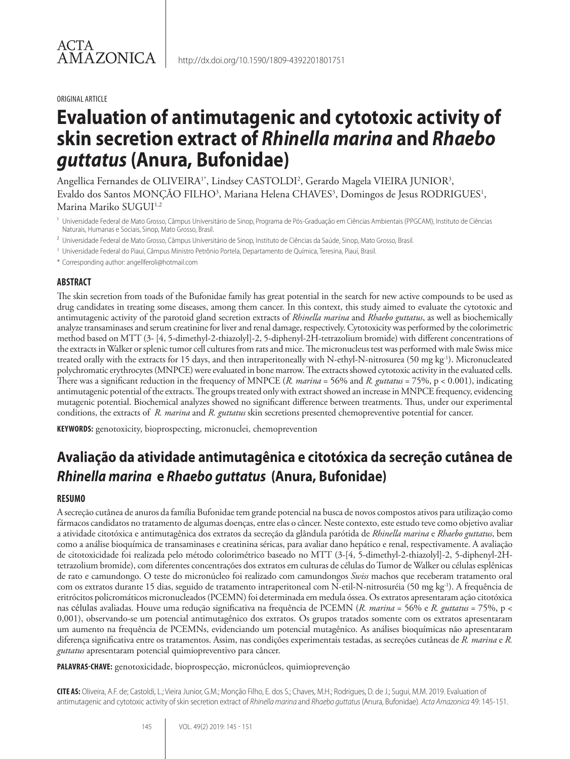ACTA AMAZONICA

http://dx.doi.org/10.1590/1809-4392201801751

ORIGINAL ARTICLE

# Evaluation of antimutagenic and cytotoxic activity of skin secretion extract of *Rhinella marina* and *Rhaebo guttatus* (Anura, Bufonidae)

Angellica Fernandes de OLIVEIRA[1*], Lindsey CASTOLDI[2], Gerardo Magela VIEIRA JUNIOR[3], Evaldo dos Santos MONÇÃO FILHO[3], Mariana Helena CHAVES[3], Domingos de Jesus RODRIGUES[1], Marina Mariko SUGUI[1,2]

[1] Universidade Federal de Mato Grosso, Câmpus Universitário de Sinop, Programa de Pós-Graduação em Ciências Ambientais (PPGCAM), Instituto de Ciências Naturais, Humanas e Sociais, Sinop, Mato Grosso, Brasil.

[2] Universidade Federal de Mato Grosso, Câmpus Universitário de Sinop, Instituto de Ciências da Saúde, Sinop, Mato Grosso, Brasil.

[3] Universidade Federal do Piauí, Câmpus Ministro Petrônio Portela, Departamento de Química, Teresina, Piauí, Brasil.

\* Corresponding author: angellferoli@hotmail.com

## ABSTRACT

The skin secretion from toads of the Bufonidae family has great potential in the search for new active compounds to be used as drug candidates in treating some diseases, among them cancer. In this context, this study aimed to evaluate the cytotoxic and antimutagenic activity of the parotoid gland secretion extracts of *Rhinella marina* and *Rhaebo guttatus*, as well as biochemically analyze transaminases and serum creatinine for liver and renal damage, respectively. Cytotoxicity was performed by the colorimetric method based on MTT (3- [4, 5-dimethyl-2-thiazolyl]-2, 5-diphenyl-2H-tetrazolium bromide) with different concentrations of the extracts in Walker or splenic tumor cell cultures from rats and mice. The micronucleus test was performed with male Swiss mice treated orally with the extracts for 15 days, and then intraperitoneally with N-ethyl-N-nitrosurea (50 mg $kg^{-1}$). Micronucleated polychromatic erythrocytes (MNPCE) were evaluated in bone marrow. The extracts showed cytotoxic activity in the evaluated cells. There was a significant reduction in the frequency of MNPCE (*R. marina* = 56% and *R. guttatus* = 75%, $p < 0.001$), indicating antimutagenic potential of the extracts. The groups treated only with extract showed an increase in MNPCE frequency, evidencing mutagenic potential. Biochemical analyzes showed no significant difference between treatments. Thus, under our experimental conditions, the extracts of *R. marina* and *R. guttatus* skin secretions presented chemopreventive potential for cancer.

**KEYWORDS:** genotoxicity, bioprospecting, micronuclei, chemoprevention

# Avaliação da atividade antimutagênica e citotóxica da secreção cutânea de *Rhinella marina* e *Rhaebo guttatus* (Anura, Bufonidae)

## RESUMO

A secreção cutânea de anuros da família Bufonidae tem grande potencial na busca de novos compostos ativos para utilização como fármacos candidatos no tratamento de algumas doenças, entre elas o câncer. Neste contexto, este estudo teve como objetivo avaliar a atividade citotóxica e antimutagênica dos extratos da secreção da glândula parótida de *Rhinella marina* e *Rhaebo guttatus*, bem como a análise bioquímica de transaminases e creatinina séricas, para avaliar dano hepático e renal, respectivamente. A avaliação de citotoxicidade foi realizada pelo método colorimétrico baseado no MTT (3-[4, 5-dimethyl-2-thiazolyl]-2, 5-diphenyl-2H-tetrazolium bromide), com diferentes concentrações dos extratos em culturas de células do Tumor de Walker ou células esplênicas de rato e camundongo. O teste do micronúcleo foi realizado com camundongos *Swiss* machos que receberam tratamento oral com os extratos durante 15 dias, seguido de tratamento intraperitoneal com N-etil-N-nitrosuréia (50 mg $kg^{-1}$). A frequência de eritrócitos policromáticos micronucleados (PCEMN) foi determinada em medula óssea. Os extratos apresentaram ação citotóxica nas células avaliadas. Houve uma redução significativa na frequência de PCEMN (*R. marina* = 56% e *R. guttatus* = 75%, $p <$ 0,001), observando-se um potencial antimutagênico dos extratos. Os grupos tratados somente com os extratos apresentaram um aumento na frequência de PCEMNs, evidenciando um potencial mutagênico. As análises bioquímicas não apresentaram diferença significativa entre os tratamentos. Assim, nas condições experimentais testadas, as secreções cutâneas de *R. marina* e *R. guttatus* apresentaram potencial quimiopreventivo para câncer.

**PALAVRAS-CHAVE:** genotoxicidade, bioprospecção, micronúcleos, quimioprevenção

**CITE AS:** Oliveira, A.F. de; Castoldi, L.; Vieira Junior, G.M.; Monção Filho, E. dos S.; Chaves, M.H.; Rodrigues, D. de J.; Sugui, M.M. 2019. Evaluation of antimutagenic and cytotoxic activity of skin secretion extract of *Rhinella marina* and *Rhaebo guttatus* (Anura, Bufonidae). *Acta Amazonica* 49: 145-151.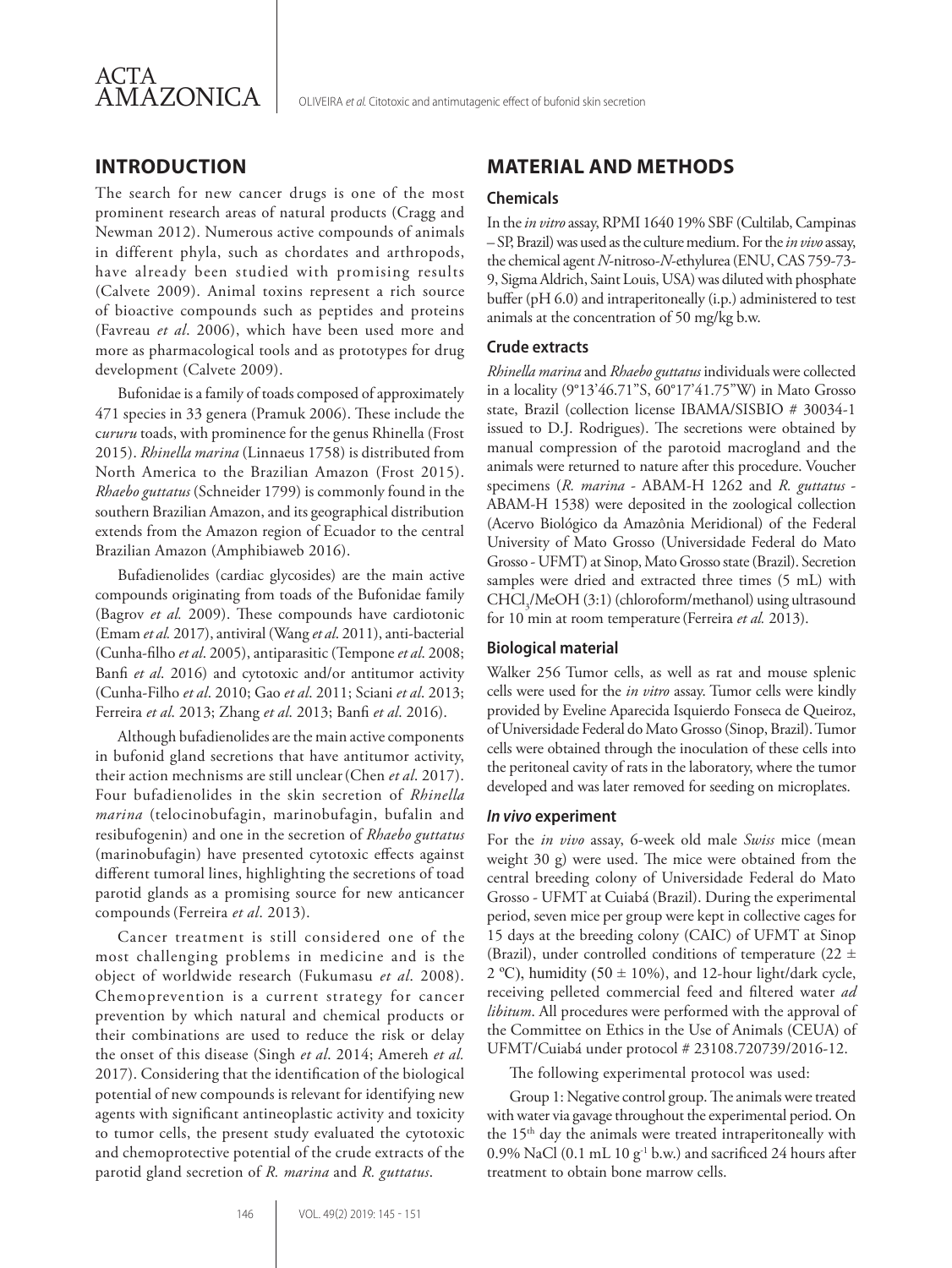## INTRODUCTION

The search for new cancer drugs is one of the most prominent research areas of natural products (Cragg and Newman 2012). Numerous active compounds of animals in different phyla, such as chordates and arthropods, have already been studied with promising results (Calvete 2009). Animal toxins represent a rich source of bioactive compounds such as peptides and proteins (Favreau *et al*. 2006), which have been used more and more as pharmacological tools and as prototypes for drug development (Calvete 2009).

Bufonidae is a family of toads composed of approximately 471 species in 33 genera (Pramuk 2006). These include the c*ururu* toads, with prominence for the genus Rhinella (Frost 2015). *Rhinella marina* (Linnaeus 1758) is distributed from North America to the Brazilian Amazon (Frost 2015). *Rhaebo guttatus* (Schneider 1799) is commonly found in the southern Brazilian Amazon, and its geographical distribution extends from the Amazon region of Ecuador to the central Brazilian Amazon (Amphibiaweb 2016).

Bufadienolides (cardiac glycosides) are the main active compounds originating from toads of the Bufonidae family (Bagrov *et al.* 2009). These compounds have cardiotonic (Emam *et al.* 2017), antiviral (Wang *et al*. 2011), anti-bacterial (Cunha-filho *et al*. 2005), antiparasitic (Tempone *et al*. 2008; Banfi *et al*. 2016) and cytotoxic and/or antitumor activity (Cunha-Filho *et al*. 2010; Gao *et al*. 2011; Sciani *et al*. 2013; Ferreira *et al.* 2013; Zhang *et al.* 2013; Banfi *et al*. 2016).

Although bufadienolides are the main active components in bufonid gland secretions that have antitumor activity, their action mechnisms are still unclear (Chen *et al*. 2017). Four bufadienolides in the skin secretion of *Rhinella marina* (telocinobufagin, marinobufagin, bufalin and resibufogenin) and one in the secretion of *Rhaebo guttatus* (marinobufagin) have presented cytotoxic effects against different tumoral lines, highlighting the secretions of toad parotid glands as a promising source for new anticancer compounds (Ferreira *et al*. 2013).

Cancer treatment is still considered one of the most challenging problems in medicine and is the object of worldwide research (Fukumasu *et al*. 2008). Chemoprevention is a current strategy for cancer prevention by which natural and chemical products or their combinations are used to reduce the risk or delay the onset of this disease (Singh *et al*. 2014; Amereh *et al.* 2017). Considering that the identification of the biological potential of new compounds is relevant for identifying new agents with significant antineoplastic activity and toxicity to tumor cells, the present study evaluated the cytotoxic and chemoprotective potential of the crude extracts of the parotid gland secretion of *R. marina* and *R. guttatus*.

## MATERIAL AND METHODS

### Chemicals

In the *in vitro* assay, RPMI 1640 19% SBF (Cultilab, Campinas – SP, Brazil) was used as the culture medium. For the *in vivo* assay, the chemical agent *N*-nitroso-*N*-ethylurea (ENU, CAS 759-73-9, Sigma Aldrich, Saint Louis, USA) was diluted with phosphate buffer (pH 6.0) and intraperitoneally (i.p.) administered to test animals at the concentration of 50 mg/kg b.w.

### Crude extracts

*Rhinella marina* and *Rhaebo guttatus* individuals were collected in a locality (9°13'46.71"S, 60°17'41.75"W) in Mato Grosso state, Brazil (collection license IBAMA/SISBIO # 30034-1 issued to D.J. Rodrigues). The secretions were obtained by manual compression of the parotoid macrogland and the animals were returned to nature after this procedure. Voucher specimens (*R. marina* - ABAM-H 1262 and *R. guttatus* - ABAM-H 1538) were deposited in the zoological collection (Acervo Biológico da Amazônia Meridional) of the Federal University of Mato Grosso (Universidade Federal do Mato Grosso - UFMT) at Sinop, Mato Grosso state (Brazil). Secretion samples were dried and extracted three times (5 mL) with $CHCl_3$/MeOH (3:1) (chloroform/methanol) using ultrasound for 10 min at room temperature (Ferreira *et al.* 2013).

### Biological material

Walker 256 Tumor cells, as well as rat and mouse splenic cells were used for the *in vitro* assay. Tumor cells were kindly provided by Eveline Aparecida Isquierdo Fonseca de Queiroz, of Universidade Federal do Mato Grosso (Sinop, Brazil). Tumor cells were obtained through the inoculation of these cells into the peritoneal cavity of rats in the laboratory, where the tumor developed and was later removed for seeding on microplates.

### *In vivo* experiment

For the *in vivo* assay, 6-week old male *Swiss* mice (mean weight 30 g) were used. The mice were obtained from the central breeding colony of Universidade Federal do Mato Grosso - UFMT at Cuiabá (Brazil). During the experimental period, seven mice per group were kept in collective cages for 15 days at the breeding colony (CAIC) of UFMT at Sinop (Brazil), under controlled conditions of temperature (22 ± 2 ºC), humidity (50 ± 10%), and 12-hour light/dark cycle, receiving pelleted commercial feed and filtered water *ad libitum*. All procedures were performed with the approval of the Committee on Ethics in the Use of Animals (CEUA) of UFMT/Cuiabá under protocol # 23108.720739/2016-12.

The following experimental protocol was used:

Group 1: Negative control group. The animals were treated with water via gavage throughout the experimental period. On the 15th day the animals were treated intraperitoneally with 0.9% NaCl (0.1 mL 10 $g^{-1}$ b.w.) and sacrificed 24 hours after treatment to obtain bone marrow cells.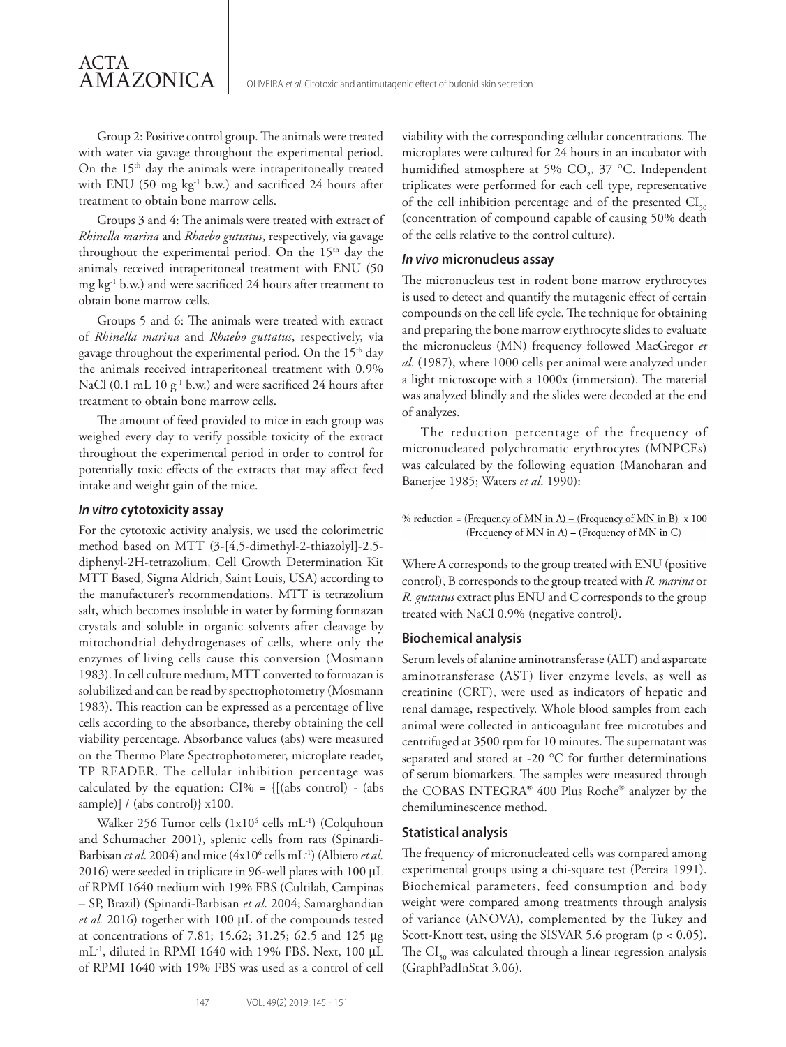Group 2: Positive control group. The animals were treated with water via gavage throughout the experimental period. On the 15th day the animals were intraperitoneally treated with ENU (50 mg $kg^{-1}$ b.w.) and sacrificed 24 hours after treatment to obtain bone marrow cells.

Groups 3 and 4: The animals were treated with extract of *Rhinella marina* and *Rhaebo guttatus*, respectively, via gavage throughout the experimental period. On the 15th day the animals received intraperitoneal treatment with ENU (50 mg $kg^{-1}$ b.w.) and were sacrificed 24 hours after treatment to obtain bone marrow cells.

Groups 5 and 6: The animals were treated with extract of *Rhinella marina* and *Rhaebo guttatus*, respectively, via gavage throughout the experimental period. On the 15th day the animals received intraperitoneal treatment with 0.9% NaCl (0.1 mL 10 $g^{-1}$ b.w.) and were sacrificed 24 hours after treatment to obtain bone marrow cells.

The amount of feed provided to mice in each group was weighed every day to verify possible toxicity of the extract throughout the experimental period in order to control for potentially toxic effects of the extracts that may affect feed intake and weight gain of the mice.

### *In vitro* cytotoxicity assay

For the cytotoxic activity analysis, we used the colorimetric method based on MTT (3-[4,5-dimethyl-2-thiazolyl]-2,5-diphenyl-2H-tetrazolium, Cell Growth Determination Kit MTT Based, Sigma Aldrich, Saint Louis, USA) according to the manufacturer's recommendations. MTT is tetrazolium salt, which becomes insoluble in water by forming formazan crystals and soluble in organic solvents after cleavage by mitochondrial dehydrogenases of cells, where only the enzymes of living cells cause this conversion (Mosmann 1983). In cell culture medium, MTT converted to formazan is solubilized and can be read by spectrophotometry (Mosmann 1983). This reaction can be expressed as a percentage of live cells according to the absorbance, thereby obtaining the cell viability percentage. Absorbance values (abs) were measured on the Thermo Plate Spectrophotometer, microplate reader, TP READER. The cellular inhibition percentage was calculated by the equation: CI% = {[(abs control) - (abs sample)] / (abs control)} x100.

Walker 256 Tumor cells ($1x10^6$ cells $mL^{-1}$) (Colquhoun and Schumacher 2001), splenic cells from rats (Spinardi-Barbisan *et al*. 2004) and mice ($4x10^6$ cells $mL^{-1}$) (Albiero *et al*. 2016) were seeded in triplicate in 96-well plates with 100 µL of RPMI 1640 medium with 19% FBS (Cultilab, Campinas – SP, Brazil) (Spinardi-Barbisan *et al*. 2004; Samarghandian *et al.* 2016) together with 100 µL of the compounds tested at concentrations of 7.81; 15.62; 31.25; 62.5 and 125 µg $mL^{-1}$, diluted in RPMI 1640 with 19% FBS. Next, 100 µL of RPMI 1640 with 19% FBS was used as a control of cell viability with the corresponding cellular concentrations. The microplates were cultured for 24 hours in an incubator with humidified atmosphere at 5% $CO_2$, 37 °C. Independent triplicates were performed for each cell type, representative of the cell inhibition percentage and of the presented $CI_{50}$ (concentration of compound capable of causing 50% death of the cells relative to the control culture).

### *In vivo* micronucleus assay

The micronucleus test in rodent bone marrow erythrocytes is used to detect and quantify the mutagenic effect of certain compounds on the cell life cycle. The technique for obtaining and preparing the bone marrow erythrocyte slides to evaluate the micronucleus (MN) frequency followed MacGregor *et al*. (1987), where 1000 cells per animal were analyzed under a light microscope with a 1000x (immersion). The material was analyzed blindly and the slides were decoded at the end of analyzes.

The reduction percentage of the frequency of micronucleated polychromatic erythrocytes (MNPCEs) was calculated by the following equation (Manoharan and Banerjee 1985; Waters *et al*. 1990):

$$\% \text{ reduction} = \frac{(\text{Frequency of MN in A}) - (\text{Frequency of MN in B})}{(\text{Frequency of MN in A}) - (\text{Frequency of MN in C})} \times 100$$

Where A corresponds to the group treated with ENU (positive control), B corresponds to the group treated with *R. marina* or *R. guttatus* extract plus ENU and C corresponds to the group treated with NaCl 0.9% (negative control).

### Biochemical analysis

Serum levels of alanine aminotransferase (ALT) and aspartate aminotransferase (AST) liver enzyme levels, as well as creatinine (CRT), were used as indicators of hepatic and renal damage, respectively. Whole blood samples from each animal were collected in anticoagulant free microtubes and centrifuged at 3500 rpm for 10 minutes. The supernatant was separated and stored at -20 °C for further determinations of serum biomarkers. The samples were measured through the COBAS INTEGRA® 400 Plus Roche® analyzer by the chemiluminescence method.

### Statistical analysis

The frequency of micronucleated cells was compared among experimental groups using a chi-square test (Pereira 1991). Biochemical parameters, feed consumption and body weight were compared among treatments through analysis of variance (ANOVA), complemented by the Tukey and Scott-Knott test, using the SISVAR 5.6 program ($p < 0.05$). The $CI_{50}$ was calculated through a linear regression analysis (GraphPadInStat 3.06).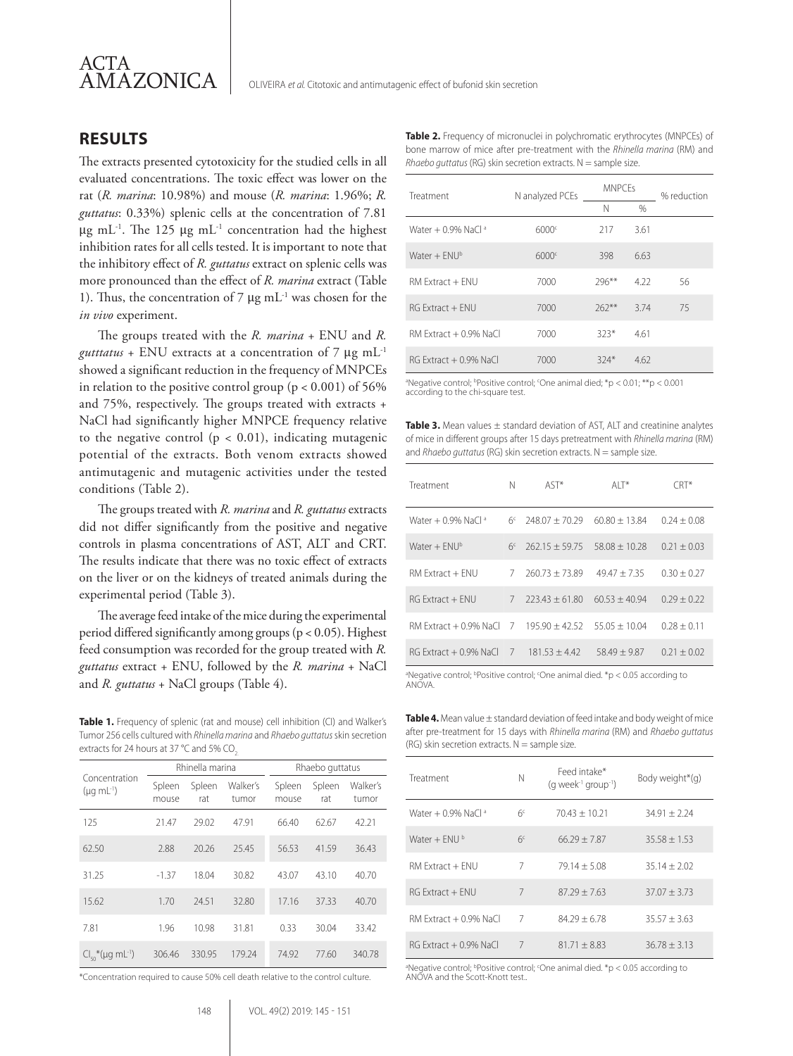## RESULTS

The extracts presented cytotoxicity for the studied cells in all evaluated concentrations. The toxic effect was lower on the rat (*R. marina*: 10.98%) and mouse (*R. marina*: 1.96%; *R. guttatus*: 0.33%) splenic cells at the concentration of 7.81 μg $mL^{-1}$. The 125 μg $mL^{-1}$ concentration had the highest inhibition rates for all cells tested. It is important to note that the inhibitory effect of *R. guttatus* extract on splenic cells was more pronounced than the effect of *R. marina* extract (Table 1). Thus, the concentration of 7 μg $mL^{-1}$ was chosen for the *in vivo* experiment.

The groups treated with the *R. marina* + ENU and *R. gutttatus* + ENU extracts at a concentration of 7 μg $mL^{-1}$ showed a significant reduction in the frequency of MNPCEs in relation to the positive control group ($p < 0.001$) of 56% and 75%, respectively. The groups treated with extracts + NaCl had significantly higher MNPCE frequency relative to the negative control ($p < 0.01$), indicating mutagenic potential of the extracts. Both venom extracts showed antimutagenic and mutagenic activities under the tested conditions (Table 2).

The groups treated with *R. marina* and *R. guttatus* extracts did not differ significantly from the positive and negative controls in plasma concentrations of AST, ALT and CRT. The results indicate that there was no toxic effect of extracts on the liver or on the kidneys of treated animals during the experimental period (Table 3).

The average feed intake of the mice during the experimental period differed significantly among groups ($p < 0.05$). Highest feed consumption was recorded for the group treated with *R. guttatus* extract + ENU, followed by the *R. marina* + NaCl and *R. guttatus* + NaCl groups (Table 4).

**Table 1.** Frequency of splenic (rat and mouse) cell inhibition (CI) and Walker's Tumor 256 cells cultured with *Rhinella marina* and *Rhaebo guttatus* skin secretion extracts for 24 hours at 37 °C and 5% $CO_2$

| Concentration (μg $mL^{-1}$) | Rhinella marina | | | Rhaebo guttatus | | |
|---|---|---|---|---|---|---|
| | Spleen mouse | Spleen rat | Walker's tumor | Spleen mouse | Spleen rat | Walker's tumor |
| 125 | 21.47 | 29.02 | 47.91 | 66.40 | 62.67 | 42.21 |
| 62.50 | 2.88 | 20.26 | 25.45 | 56.53 | 41.59 | 36.43 |
| 31.25 | -1.37 | 18.04 | 30.82 | 43.07 | 43.10 | 40.70 |
| 15.62 | 1.70 | 24.51 | 32.80 | 17.16 | 37.33 | 40.70 |
| 7.81 | 1.96 | 10.98 | 31.81 | 0.33 | 30.04 | 33.42 |
| $CI_{50}$*(μg $mL^{-1}$) | 306.46 | 330.95 | 179.24 | 74.92 | 77.60 | 340.78 |

*Concentration required to cause 50% cell death relative to the control culture.

**Table 2.** Frequency of micronuclei in polychromatic erythrocytes (MNPCEs) of bone marrow of mice after pre-treatment with the *Rhinella marina* (RM) and *Rhaebo guttatus* (RG) skin secretion extracts. N = sample size.

| Treatment | N analyzed PCEs | MNPCEs | | % reduction |
|---|---|---|---|---|
| | | N | % | |
| Water + 0.9% NaCl [a] | 6000[c] | 217 | 3.61 | |
| Water + ENU[b] | 6000[c] | 398 | 6.63 | |
| RM Extract + ENU | 7000 | 296** | 4.22 | 56 |
| RG Extract + ENU | 7000 | 262** | 3.74 | 75 |
| RM Extract + 0.9% NaCl | 7000 | 323* | 4.61 | |
| RG Extract + 0.9% NaCl | 7000 | 324* | 4.62 | |

[a]Negative control; [b]Positive control; [c]One animal died; *$p < 0.01$; **$p < 0.001$ according to the chi-square test.

**Table 3.** Mean values ± standard deviation of AST, ALT and creatinine analytes of mice in different groups after 15 days pretreatment with *Rhinella marina* (RM) and *Rhaebo guttatus* (RG) skin secretion extracts. N = sample size.

| Treatment | N | AST* | ALT* | CRT* |
|---|---|---|---|---|
| Water + 0.9% NaCl [a] | 6[c] | 248.07 ± 70.29 | 60.80 ± 13.84 | 0.24 ± 0.08 |
| Water + ENU[b] | 6[c] | 262.15 ± 59.75 | 58.08 ± 10.28 | 0.21 ± 0.03 |
| RM Extract + ENU | 7 | 260.73 ± 73.89 | 49.47 ± 7.35 | 0.30 ± 0.27 |
| RG Extract + ENU | 7 | 223.43 ± 61.80 | 60.53 ± 40.94 | 0.29 ± 0.22 |
| RM Extract + 0.9% NaCl | 7 | 195.90 ± 42.52 | 55.05 ± 10.04 | 0.28 ± 0.11 |
| RG Extract + 0.9% NaCl | 7 | 181.53 ± 4.42 | 58.49 ± 9.87 | 0.21 ± 0.02 |

[a]Negative control; [b]Positive control; [c]One animal died. *$p < 0.05$ according to ANOVA.

**Table 4.** Mean value ± standard deviation of feed intake and body weight of mice after pre-treatment for 15 days with *Rhinella marina* (RM) and *Rhaebo guttatus* (RG) skin secretion extracts. N = sample size.

| Treatment | N | Feed intake* (g $week^{-1}$ $group^{-1}$) | Body weight*(g) |
|---|---|---|---|
| Water + 0.9% NaCl [a] | 6[c] | 70.43 ± 10.21 | 34.91 ± 2.24 |
| Water + ENU [b] | 6[c] | 66.29 ± 7.87 | 35.58 ± 1.53 |
| RM Extract + ENU | 7 | 79.14 ± 5.08 | 35.14 ± 2.02 |
| RG Extract + ENU | 7 | 87.29 ± 7.63 | 37.07 ± 3.73 |
| RM Extract + 0.9% NaCl | 7 | 84.29 ± 6.78 | 35.57 ± 3.63 |
| RG Extract + 0.9% NaCl | 7 | 81.71 ± 8.83 | 36.78 ± 3.13 |

[a]Negative control; [b]Positive control; [c]One animal died. *$p < 0.05$ according to ANOVA and the Scott-Knott test..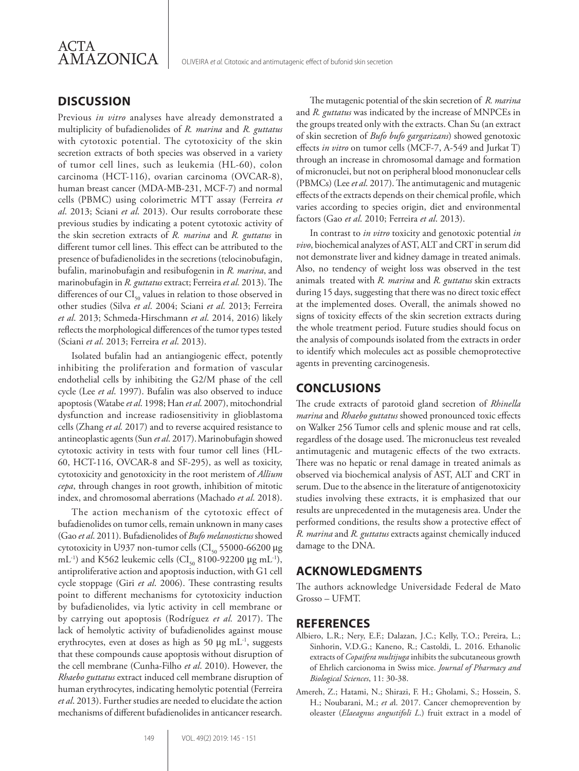## DISCUSSION

Previous *in vitro* analyses have already demonstrated a multiplicity of bufadienolides of *R. marina* and *R. guttatus* with cytotoxic potential. The cytotoxicity of the skin secretion extracts of both species was observed in a variety of tumor cell lines, such as leukemia (HL-60), colon carcinoma (HCT-116), ovarian carcinoma (OVCAR-8), human breast cancer (MDA-MB-231, MCF-7) and normal cells (PBMC) using colorimetric MTT assay (Ferreira *et al*. 2013; Sciani *et al*. 2013). Our results corroborate these previous studies by indicating a potent cytotoxic activity of the skin secretion extracts of *R. marina* and *R. guttatus* in different tumor cell lines. This effect can be attributed to the presence of bufadienolides in the secretions (telocinobufagin, bufalin, marinobufagin and resibufogenin in *R. marina*, and marinobufagin in *R. guttatus* extract; Ferreira *et al.* 2013). The differences of our $CI_{50}$ values in relation to those observed in other studies (Silva *et al*. 2004; Sciani *et al*. 2013; Ferreira *et al*. 2013; Schmeda-Hirschmann *et al*. 2014, 2016) likely reflects the morphological differences of the tumor types tested (Sciani *et al*. 2013; Ferreira *et al*. 2013).

Isolated bufalin had an antiangiogenic effect, potently inhibiting the proliferation and formation of vascular endothelial cells by inhibiting the G2/M phase of the cell cycle (Lee *et al*. 1997). Bufalin was also observed to induce apoptosis (Watabe *et al*. 1998; Han *et al*. 2007), mitochondrial dysfunction and increase radiosensitivity in glioblastoma cells (Zhang *et al.* 2017) and to reverse acquired resistance to antineoplastic agents (Sun *et al*. 2017). Marinobufagin showed cytotoxic activity in tests with four tumor cell lines (HL-60, HCT-116, OVCAR-8 and SF-295), as well as toxicity, cytotoxicity and genotoxicity in the root meristem of *Allium cepa*, through changes in root growth, inhibition of mitotic index, and chromosomal aberrations (Machado *et al*. 2018).

The action mechanism of the cytotoxic effect of bufadienolides on tumor cells, remain unknown in many cases (Gao *et al*. 2011). Bufadienolides of *Bufo melanostictus* showed cytotoxicity in U937 non-tumor cells ($CI_{50}$ 55000-66200 µg mL$^{-1}$) and K562 leukemic cells ($CI_{50}$ 8100-92200 µg mL$^{-1}$), antiproliferative action and apoptosis induction, with G1 cell cycle stoppage (Giri *et al*. 2006). These contrasting results point to different mechanisms for cytotoxicity induction by bufadienolides, via lytic activity in cell membrane or by carrying out apoptosis (Rodríguez *et al.* 2017). The lack of hemolytic activity of bufadienolides against mouse erythrocytes, even at doses as high as 50 µg mL$^{-1}$, suggests that these compounds cause apoptosis without disruption of the cell membrane (Cunha-Filho *et al*. 2010). However, the *Rhaebo guttatus* extract induced cell membrane disruption of human erythrocytes, indicating hemolytic potential (Ferreira *et al*. 2013). Further studies are needed to elucidate the action mechanisms of different bufadienolides in anticancer research.

The mutagenic potential of the skin secretion of *R. marina* and *R. guttatus* was indicated by the increase of MNPCEs in the groups treated only with the extracts. Chan Su (an extract of skin secretion of *Bufo bufo gargarizans*) showed genotoxic effects *in vitro* on tumor cells (MCF-7, A-549 and Jurkat T) through an increase in chromosomal damage and formation of micronuclei, but not on peripheral blood mononuclear cells (PBMCs) (Lee *et al*. 2017). The antimutagenic and mutagenic effects of the extracts depends on their chemical profile, which varies according to species origin, diet and environmental factors (Gao *et al*. 2010; Ferreira *et al*. 2013).

In contrast to *in vitro* toxicity and genotoxic potential *in vivo*, biochemical analyzes of AST, ALT and CRT in serum did not demonstrate liver and kidney damage in treated animals. Also, no tendency of weight loss was observed in the test animals treated with *R. marina* and *R. guttatus* skin extracts during 15 days, suggesting that there was no direct toxic effect at the implemented doses. Overall, the animals showed no signs of toxicity effects of the skin secretion extracts during the whole treatment period. Future studies should focus on the analysis of compounds isolated from the extracts in order to identify which molecules act as possible chemoprotective agents in preventing carcinogenesis.

## CONCLUSIONS

The crude extracts of parotoid gland secretion of *Rhinella marina* and *Rhaebo guttatus* showed pronounced toxic effects on Walker 256 Tumor cells and splenic mouse and rat cells, regardless of the dosage used. The micronucleus test revealed antimutagenic and mutagenic effects of the two extracts. There was no hepatic or renal damage in treated animals as observed via biochemical analysis of AST, ALT and CRT in serum. Due to the absence in the literature of antigenotoxicity studies involving these extracts, it is emphasized that our results are unprecedented in the mutagenesis area. Under the performed conditions, the results show a protective effect of *R. marina* and *R. guttatus* extracts against chemically induced damage to the DNA.

## ACKNOWLEDGMENTS

The authors acknowledge Universidade Federal de Mato Grosso – UFMT.

## REFERENCES

Albiero, L.R.; Nery, E.F.; Dalazan, J.C.; Kelly, T.O.; Pereira, L.; Sinhorin, V.D.G.; Kaneno, R.; Castoldi, L. 2016. Ethanolic extracts of *Copaifera multijuga* inhibits the subcutaneous growth of Ehrlich carcionoma in Swiss mice. *Journal of Pharmacy and Biological Sciences*, 11: 30-38.

Amereh, Z.; Hatami, N.; Shirazi, F. H.; Gholami, S.; Hossein, S. H.; Noubarani, M.; *et a*l. 2017. Cancer chemoprevention by oleaster (*Elaeagnus angustifoli L.*) fruit extract in a model of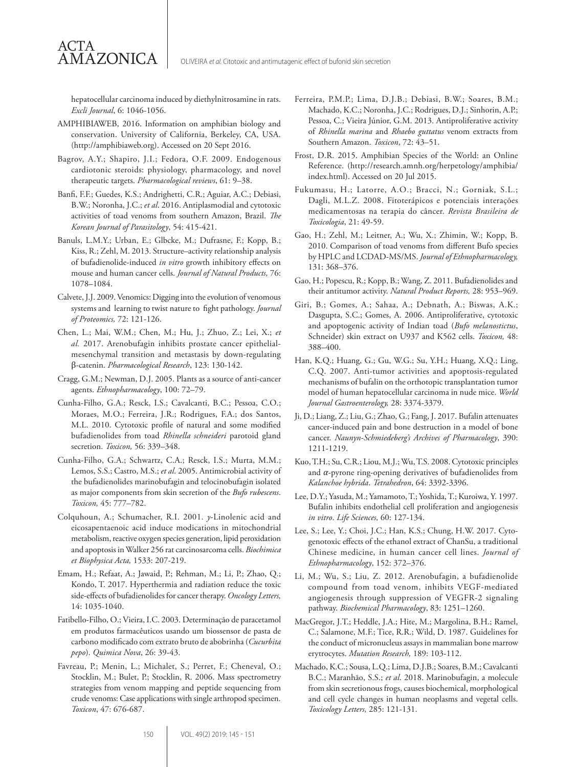hepatocellular carcinoma induced by diethylnitrosamine in rats. *Excli Journal*, 6: 1046-1056.

AMPHIBIAWEB, 2016. Information on amphibian biology and conservation. University of California, Berkeley, CA, USA. (http://amphibiaweb.org). Accessed on 20 Sept 2016.

Bagrov, A.Y.; Shapiro, J.I.; Fedora, O.F. 2009. Endogenous cardiotonic steroids: physiology, pharmacology, and novel therapeutic targets. *Pharmacological reviews*, 61: 9–38.

Banfi, F.F.; Guedes, K.S.; Andrighetti, C.R.; Aguiar, A.C.; Debiasi, B.W.; Noronha, J.C.; *et al*. 2016. Antiplasmodial and cytotoxic activities of toad venoms from southern Amazon, Brazil. *The Korean Journal of Parasitology*, 54: 415-421.

Banuls, L.M.Y.; Urban, E.; Glbcke, M.; Dufrasne, F.; Kopp, B.; Kiss, R.; Zehl, M. 2013. Structure–activity relationship analysis of bufadienolide-induced *in vitro* growth inhibitory effects on mouse and human cancer cells. *Journal of Natural Products,* 76: 1078–1084.

Calvete, J.J. 2009. Venomics: Digging into the evolution of venomous systems and learning to twist nature to fight pathology. *Journal of Proteomics,* 72: 121-126.

Chen, L.; Mai, W.M.; Chen, M.; Hu, J.; Zhuo, Z.; Lei, X.; *et al.* 2017. Arenobufagin inhibits prostate cancer epithelial-mesenchymal transition and metastasis by down-regulating β-catenin. *Pharmacological Research*, 123: 130-142.

Cragg, G.M.; Newman, D.J. 2005. Plants as a source of anti-cancer agents. *Ethnopharmacology*, 100: 72–79.

Cunha-Filho, G.A.; Resck, I.S.; Cavalcanti, B.C.; Pessoa, C.O.; Moraes, M.O.; Ferreira, J.R.; Rodrigues, F.A.; dos Santos, M.L. 2010. Cytotoxic profile of natural and some modified bufadienolides from toad *Rhinella schneideri* parotoid gland secretion. *Toxicon,* 56: 339–348.

Cunha-Filho, G.A.; Schwartz, C.A.; Resck, I.S.; Murta, M.M.; Lemos, S.S.; Castro, M.S.; *et al*. 2005. Antimicrobial activity of the bufadienolides marinobufagin and telocinobufagin isolated as major components from skin secretion of the *Bufo rubescens*. *Toxicon,* 45: 777–782.

Colquhoun, A.; Schumacher, R.I. 2001. *y*-Linolenic acid and eicosapentaenoic acid induce modications in mitochondrial metabolism, reactive oxygen species generation, lipid peroxidation and apoptosis in Walker 256 rat carcinosarcoma cells. *Biochimica et Biophysica Acta,* 1533: 207-219.

Emam, H.; Refaat, A.; Jawaid, P.; Rehman, M.; Li, P.; Zhao, Q.; Kondo, T. 2017. Hyperthermia and radiation reduce the toxic side-effects of bufadienolides for cancer therapy. *Oncology Letters,* 14: 1035-1040.

Fatibello-Filho, O.; Vieira, I.C. 2003. Determinação de paracetamol em produtos farmacêuticos usando um biossensor de pasta de carbono modificado com extrato bruto de abobrinha (*Cucurbita pepo*). *Quimica Nova*, 26: 39-43.

Favreau, P.; Menin, L.; Michalet, S.; Perret, F.; Cheneval, O.; Stocklin, M.; Bulet, P.; Stocklin, R. 2006. Mass spectrometry strategies from venom mapping and peptide sequencing from crude venoms: Case applications with single arthropod specimen. *Toxicon*, 47: 676-687.

Ferreira, P.M.P.; Lima, D.J.B.; Debiasi, B.W.; Soares, B.M.; Machado, K.C.; Noronha, J.C.; Rodrigues, D.J.; Sinhorin, A.P.; Pessoa, C.; Vieira Júnior, G.M. 2013. Antiproliferative activity of *Rhinella marina* and *Rhaebo guttatus* venom extracts from Southern Amazon. *Toxicon*, 72: 43–51.

Frost, D.R. 2015. Amphibian Species of the World: an Online Reference. (http://research.amnh.org/herpetology/amphibia/index.html). Accessed on 20 Jul 2015.

Fukumasu, H.; Latorre, A.O.; Bracci, N.; Gorniak, S.L.; Dagli, M.L.Z. 2008. Fitoterápicos e potenciais interações medicamentosas na terapia do câncer. *Revista Brasileira de Toxicologia*, 21: 49-59.

Gao, H.; Zehl, M.; Leitner, A.; Wu, X.; Zhimin, W.; Kopp, B. 2010. Comparison of toad venoms from different Bufo species by HPLC and LCDAD-MS/MS. *Journal of Ethnopharmacology,* 131: 368–376.

Gao, H.; Popescu, R.; Kopp, B.; Wang, Z. 2011. Bufadienolides and their antitumor activity. *Natural Product Reports,* 28: 953–969.

Giri, B.; Gomes, A.; Sahaa, A.; Debnath, A.; Biswas, A.K.; Dasgupta, S.C.; Gomes, A. 2006. Antiproliferative, cytotoxic and apoptogenic activity of Indian toad (*Bufo melanostictus*, Schneider) skin extract on U937 and K562 cells. *Toxicon,* 48: 388–400.

Han, K.Q.; Huang, G.; Gu, W.G.; Su, Y.H.; Huang, X.Q.; Ling, C.Q. 2007. Anti-tumor activities and apoptosis-regulated mechanisms of bufalin on the orthotopic transplantation tumor model of human hepatocellular carcinoma in nude mice. *World Journal Gastroenterology,* 28: 3374-3379.

Ji, D.; Liang, Z.; Liu, G.; Zhao, G.; Fang, J. 2017. Bufalin attenuates cancer-induced pain and bone destruction in a model of bone cancer. *Naunyn-Schmiedeberg's Archives of Pharmacology*, 390: 1211-1219.

Kuo, T.H.; Su, C.R.; Liou, M.J.; Wu, T.S. 2008. Cytotoxic principles and $\alpha$-pyrone ring-opening derivatives of bufadienolides from *Kalanchoe hybrida*. *Tetrahedron*, 64: 3392-3396.

Lee, D.Y.; Yasuda, M.; Yamamoto, T.; Yoshida, T.; Kuroiwa, Y. 1997. Bufalin inhibits endothelial cell proliferation and angiogenesis *in vitro*. *Life Sciences,* 60: 127-134.

Lee, S.; Lee, Y.; Choi, J.C.; Han, K.S.; Chung, H.W. 2017. Cyto-genotoxic effects of the ethanol extract of ChanSu, a traditional Chinese medicine, in human cancer cell lines. *Journal of Ethnopharmacology*, 152: 372–376.

Li, M.; Wu, S.; Liu, Z. 2012. Arenobufagin, a bufadienolide compound from toad venom, inhibits VEGF-mediated angiogenesis through suppression of VEGFR-2 signaling pathway. *Biochemical Pharmacology*, 83: 1251–1260.

MacGregor, J.T.; Heddle, J.A.; Hite, M.; Margolina, B.H.; Ramel, C.; Salamone, M.F.; Tice, R.R.; Wild, D. 1987. Guidelines for the conduct of micronucleus assays in mammalian bone marrow erytrocytes. *Mutation Research,* 189: 103-112.

Machado, K.C.; Sousa, L.Q.; Lima, D.J.B.; Soares, B.M.; Cavalcanti B.C.; Maranhão, S.S.; *et al*. 2018. Marinobufagin, a molecule from skin secretionous frogs, causes biochemical, morphological and cell cycle changes in human neoplasms and vegetal cells. *Toxicology Letters,* 285: 121-131.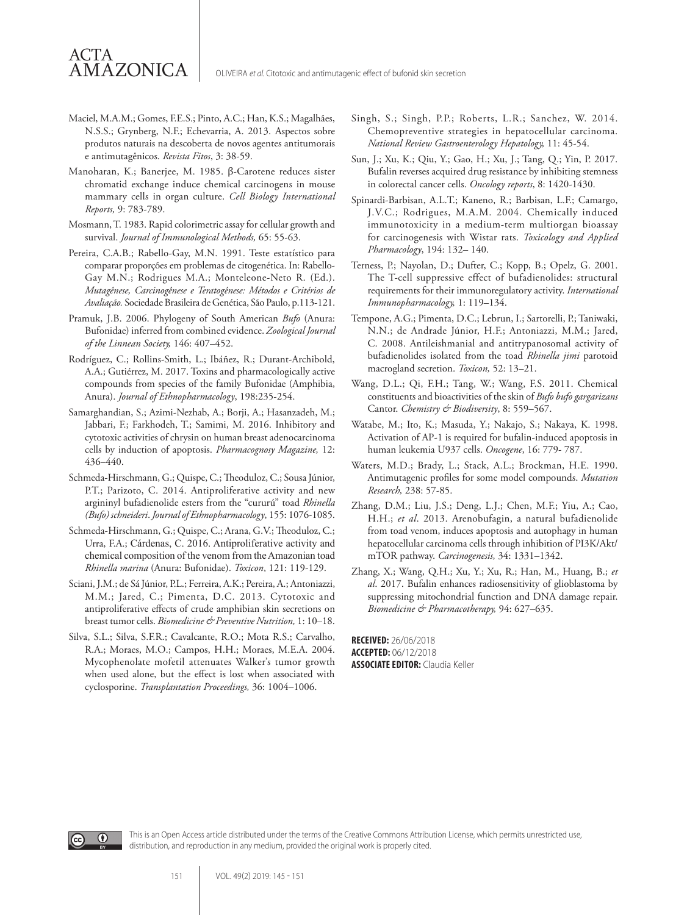Maciel, M.A.M.; Gomes, F.E.S.; Pinto, A.C.; Han, K.S.; Magalhães, N.S.S.; Grynberg, N.F.; Echevarria, A. 2013. Aspectos sobre produtos naturais na descoberta de novos agentes antitumorais e antimutagênicos. *Revista Fitos*, 3: 38-59.

Manoharan, K.; Banerjee, M. 1985. β-Carotene reduces sister chromatid exchange induce chemical carcinogens in mouse mammary cells in organ culture. *Cell Biology International Reports,* 9: 783-789.

Mosmann, T. 1983. Rapid colorimetric assay for cellular growth and survival. *Journal of Immunological Methods,* 65: 55-63.

Pereira, C.A.B.; Rabello-Gay, M.N. 1991. Teste estatístico para comparar proporções em problemas de citogenética. In: Rabello-Gay M.N.; Rodrigues M.A.; Monteleone-Neto R. (Ed.). *Mutagênese, Carcinogênese e Teratogênese: Métodos e Critérios de Avaliação.* Sociedade Brasileira de Genética, São Paulo, p.113-121.

Pramuk, J.B. 2006. Phylogeny of South American *Bufo* (Anura: Bufonidae) inferred from combined evidence. *Zoological Journal of the Linnean Society,* 146: 407–452.

Rodríguez, C.; Rollins-Smith, L.; Ibáñez, R.; Durant-Archibold, A.A.; Gutiérrez, M. 2017. Toxins and pharmacologically active compounds from species of the family Bufonidae (Amphibia, Anura). *Journal of Ethnopharmacology*, 198:235-254.

Samarghandian, S.; Azimi-Nezhab, A.; Borji, A.; Hasanzadeh, M.; Jabbari, F.; Farkhodeh, T.; Samimi, M. 2016. Inhibitory and cytotoxic activities of chrysin on human breast adenocarcinoma cells by induction of apoptosis. *Pharmacognosy Magazine,* 12: 436–440.

Schmeda-Hirschmann, G.; Quispe, C.; Theoduloz, C.; Sousa Júnior, P.T.; Parizoto, C. 2014. Antiproliferative activity and new argininyl bufadienolide esters from the "cururú" toad *Rhinella (Bufo) schneideri*. *Journal of Ethnopharmacology*, 155: 1076-1085.

Schmeda-Hirschmann, G.; Quispe, C.; Arana, G.V.; Theoduloz, C.; Urra, F.A.; Cárdenas, C. 2016. Antiproliferative activity and chemical composition of the venom from the Amazonian toad *Rhinella marina* (Anura: Bufonidae). *Toxicon*, 121: 119-129.

Sciani, J.M.; de Sá Júnior, P.L.; Ferreira, A.K.; Pereira, A.; Antoniazzi, M.M.; Jared, C.; Pimenta, D.C. 2013. Cytotoxic and antiproliferative effects of crude amphibian skin secretions on breast tumor cells. *Biomedicine & Preventive Nutrition,* 1: 10–18.

Silva, S.L.; Silva, S.F.R.; Cavalcante, R.O.; Mota R.S.; Carvalho, R.A.; Moraes, M.O.; Campos, H.H.; Moraes, M.E.A. 2004. Mycophenolate mofetil attenuates Walker's tumor growth when used alone, but the effect is lost when associated with cyclosporine. *Transplantation Proceedings,* 36: 1004–1006.

Singh, S.; Singh, P.P.; Roberts, L.R.; Sanchez, W. 2014. Chemopreventive strategies in hepatocellular carcinoma. *National Review Gastroenterology Hepatology,* 11: 45-54.

Sun, J.; Xu, K.; Qiu, Y.; Gao, H.; Xu, J.; Tang, Q.; Yin, P. 2017. Bufalin reverses acquired drug resistance by inhibiting stemness in colorectal cancer cells. *Oncology reports*, 8: 1420-1430.

Spinardi-Barbisan, A.L.T.; Kaneno, R.; Barbisan, L.F.; Camargo, J.V.C.; Rodrigues, M.A.M. 2004. Chemically induced immunotoxicity in a medium-term multiorgan bioassay for carcinogenesis with Wistar rats. *Toxicology and Applied Pharmacology*, 194: 132– 140.

Terness, P.; Nayolan, D.; Dufter, C.; Kopp, B.; Opelz, G. 2001. The T-cell suppressive effect of bufadienolides: structural requirements for their immunoregulatory activity. *International Immunopharmacology,* 1: 119–134.

Tempone, A.G.; Pimenta, D.C.; Lebrun, I.; Sartorelli, P.; Taniwaki, N.N.; de Andrade Júnior, H.F.; Antoniazzi, M.M.; Jared, C. 2008. Antileishmanial and antitrypanosomal activity of bufadienolides isolated from the toad *Rhinella jimi* parotoid macrogland secretion. *Toxicon,* 52: 13–21.

Wang, D.L.; Qi, F.H.; Tang, W.; Wang, F.S. 2011. Chemical constituents and bioactivities of the skin of *Bufo bufo gargarizans* Cantor. *Chemistry & Biodiversity*, 8: 559–567.

Watabe, M.; Ito, K.; Masuda, Y.; Nakajo, S.; Nakaya, K. 1998. Activation of AP-1 is required for bufalin-induced apoptosis in human leukemia U937 cells. *Oncogene*, 16: 779- 787.

Waters, M.D.; Brady, L.; Stack, A.L.; Brockman, H.E. 1990. Antimutagenic profiles for some model compounds. *Mutation Research,* 238: 57-85.

Zhang, D.M.; Liu, J.S.; Deng, L.J.; Chen, M.F.; Yiu, A.; Cao, H.H.; *et al*. 2013. Arenobufagin, a natural bufadienolide from toad venom, induces apoptosis and autophagy in human hepatocellular carcinoma cells through inhibition of PI3K/Akt/mTOR pathway. *Carcinogenesis,* 34: 1331–1342.

Zhang, X.; Wang, Q.H.; Xu, Y.; Xu, R.; Han, M., Huang, B.; *et al*. 2017. Bufalin enhances radiosensitivity of glioblastoma by suppressing mitochondrial function and DNA damage repair. *Biomedicine & Pharmacotherapy,* 94: 627–635.

**RECEIVED:** 26/06/2018
**ACCEPTED:** 06/12/2018
**ASSOCIATE EDITOR:** Claudia Keller

This is an Open Access article distributed under the terms of the Creative Commons Attribution License, which permits unrestricted use, distribution, and reproduction in any medium, provided the original work is properly cited.